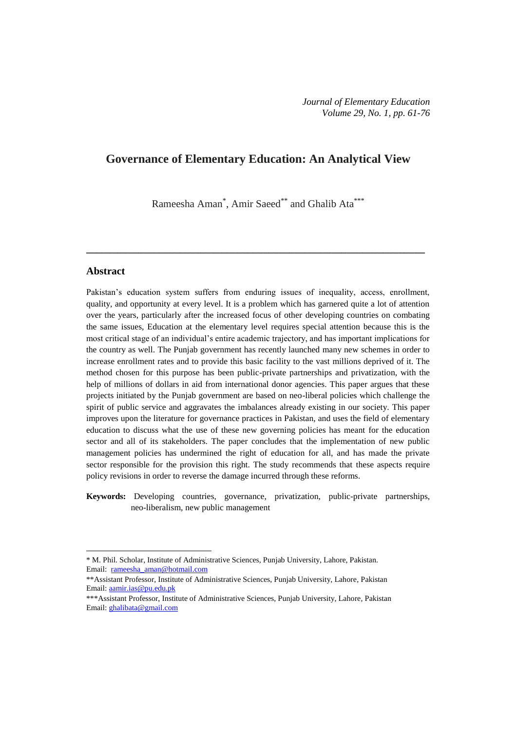*Journal of Elementary Education*
*Volume 29, No. 1, pp. 61-76*

# Governance of Elementary Education: An Analytical View

Rameesha Aman[*], Amir Saeed[**] and Ghalib Ata[***]

---

## Abstract

Pakistan's education system suffers from enduring issues of inequality, access, enrollment, quality, and opportunity at every level. It is a problem which has garnered quite a lot of attention over the years, particularly after the increased focus of other developing countries on combating the same issues, Education at the elementary level requires special attention because this is the most critical stage of an individual's entire academic trajectory, and has important implications for the country as well. The Punjab government has recently launched many new schemes in order to increase enrollment rates and to provide this basic facility to the vast millions deprived of it. The method chosen for this purpose has been public-private partnerships and privatization, with the help of millions of dollars in aid from international donor agencies. This paper argues that these projects initiated by the Punjab government are based on neo-liberal policies which challenge the spirit of public service and aggravates the imbalances already existing in our society. This paper improves upon the literature for governance practices in Pakistan, and uses the field of elementary education to discuss what the use of these new governing policies has meant for the education sector and all of its stakeholders. The paper concludes that the implementation of new public management policies has undermined the right of education for all, and has made the private sector responsible for the provision this right. The study recommends that these aspects require policy revisions in order to reverse the damage incurred through these reforms.

**Keywords:** Developing countries, governance, privatization, public-private partnerships, neo-liberalism, new public management

---

\* M. Phil. Scholar, Institute of Administrative Sciences, Punjab University, Lahore, Pakistan.
Email: rameesha_aman@hotmail.com

\*\*Assistant Professor, Institute of Administrative Sciences, Punjab University, Lahore, Pakistan
Email: aamir.ias@pu.edu.pk

\*\*\*Assistant Professor, Institute of Administrative Sciences, Punjab University, Lahore, Pakistan
Email: ghalibata@gmail.com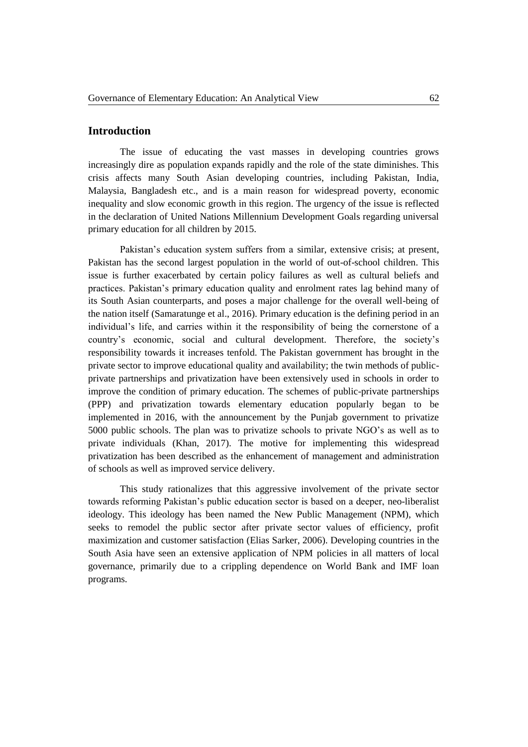## Introduction

The issue of educating the vast masses in developing countries grows increasingly dire as population expands rapidly and the role of the state diminishes. This crisis affects many South Asian developing countries, including Pakistan, India, Malaysia, Bangladesh etc., and is a main reason for widespread poverty, economic inequality and slow economic growth in this region. The urgency of the issue is reflected in the declaration of United Nations Millennium Development Goals regarding universal primary education for all children by 2015.

Pakistan's education system suffers from a similar, extensive crisis; at present, Pakistan has the second largest population in the world of out-of-school children. This issue is further exacerbated by certain policy failures as well as cultural beliefs and practices. Pakistan's primary education quality and enrolment rates lag behind many of its South Asian counterparts, and poses a major challenge for the overall well-being of the nation itself (Samaratunge et al., 2016). Primary education is the defining period in an individual's life, and carries within it the responsibility of being the cornerstone of a country's economic, social and cultural development. Therefore, the society's responsibility towards it increases tenfold. The Pakistan government has brought in the private sector to improve educational quality and availability; the twin methods of public-private partnerships and privatization have been extensively used in schools in order to improve the condition of primary education. The schemes of public-private partnerships (PPP) and privatization towards elementary education popularly began to be implemented in 2016, with the announcement by the Punjab government to privatize 5000 public schools. The plan was to privatize schools to private NGO's as well as to private individuals (Khan, 2017). The motive for implementing this widespread privatization has been described as the enhancement of management and administration of schools as well as improved service delivery.

This study rationalizes that this aggressive involvement of the private sector towards reforming Pakistan's public education sector is based on a deeper, neo-liberalist ideology. This ideology has been named the New Public Management (NPM), which seeks to remodel the public sector after private sector values of efficiency, profit maximization and customer satisfaction (Elias Sarker, 2006). Developing countries in the South Asia have seen an extensive application of NPM policies in all matters of local governance, primarily due to a crippling dependence on World Bank and IMF loan programs.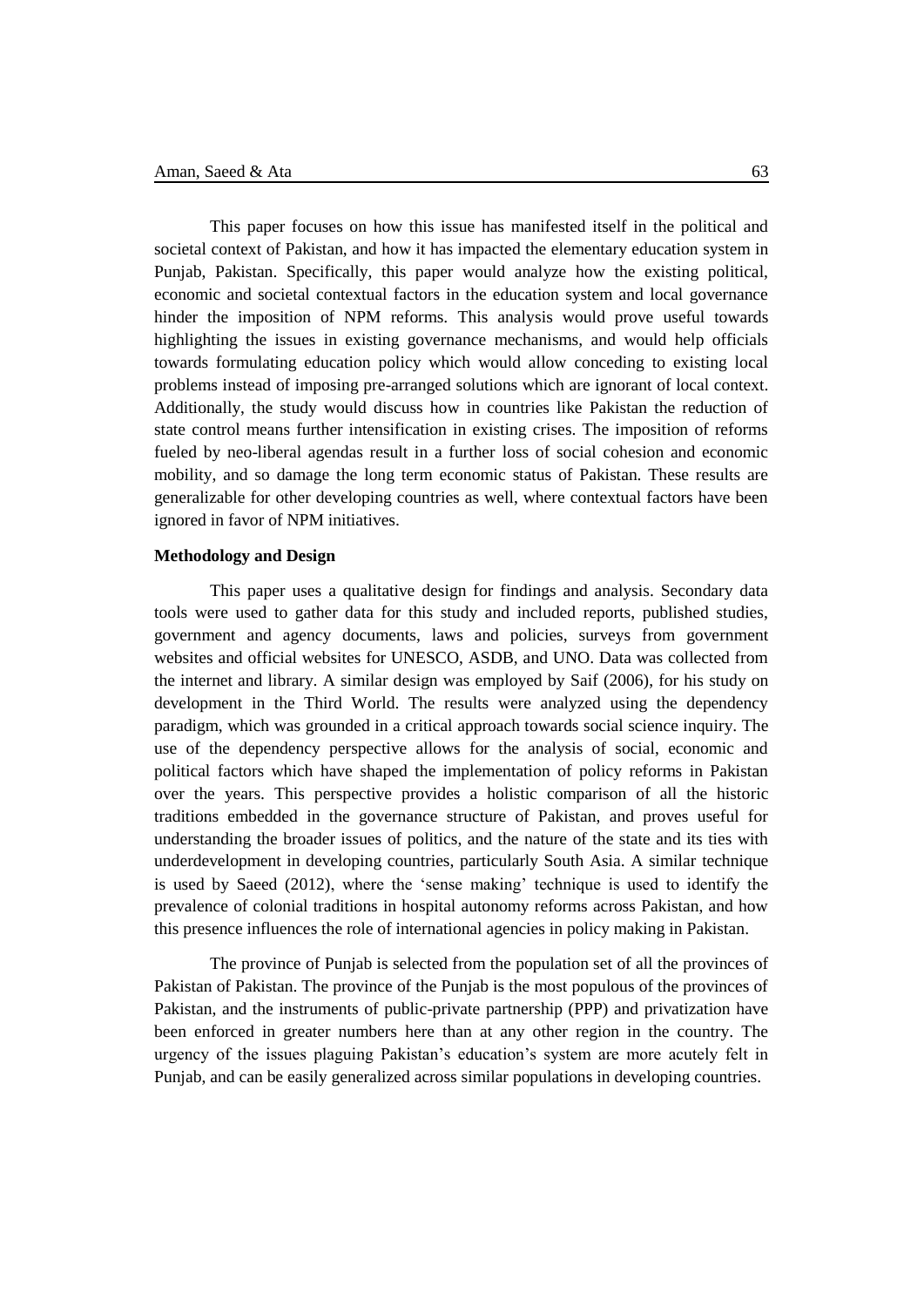This paper focuses on how this issue has manifested itself in the political and societal context of Pakistan, and how it has impacted the elementary education system in Punjab, Pakistan. Specifically, this paper would analyze how the existing political, economic and societal contextual factors in the education system and local governance hinder the imposition of NPM reforms. This analysis would prove useful towards highlighting the issues in existing governance mechanisms, and would help officials towards formulating education policy which would allow conceding to existing local problems instead of imposing pre-arranged solutions which are ignorant of local context. Additionally, the study would discuss how in countries like Pakistan the reduction of state control means further intensification in existing crises. The imposition of reforms fueled by neo-liberal agendas result in a further loss of social cohesion and economic mobility, and so damage the long term economic status of Pakistan. These results are generalizable for other developing countries as well, where contextual factors have been ignored in favor of NPM initiatives.

**Methodology and Design**

This paper uses a qualitative design for findings and analysis. Secondary data tools were used to gather data for this study and included reports, published studies, government and agency documents, laws and policies, surveys from government websites and official websites for UNESCO, ASDB, and UNO. Data was collected from the internet and library. A similar design was employed by Saif (2006), for his study on development in the Third World. The results were analyzed using the dependency paradigm, which was grounded in a critical approach towards social science inquiry. The use of the dependency perspective allows for the analysis of social, economic and political factors which have shaped the implementation of policy reforms in Pakistan over the years. This perspective provides a holistic comparison of all the historic traditions embedded in the governance structure of Pakistan, and proves useful for understanding the broader issues of politics, and the nature of the state and its ties with underdevelopment in developing countries, particularly South Asia. A similar technique is used by Saeed (2012), where the 'sense making' technique is used to identify the prevalence of colonial traditions in hospital autonomy reforms across Pakistan, and how this presence influences the role of international agencies in policy making in Pakistan.

The province of Punjab is selected from the population set of all the provinces of Pakistan of Pakistan. The province of the Punjab is the most populous of the provinces of Pakistan, and the instruments of public-private partnership (PPP) and privatization have been enforced in greater numbers here than at any other region in the country. The urgency of the issues plaguing Pakistan's education's system are more acutely felt in Punjab, and can be easily generalized across similar populations in developing countries.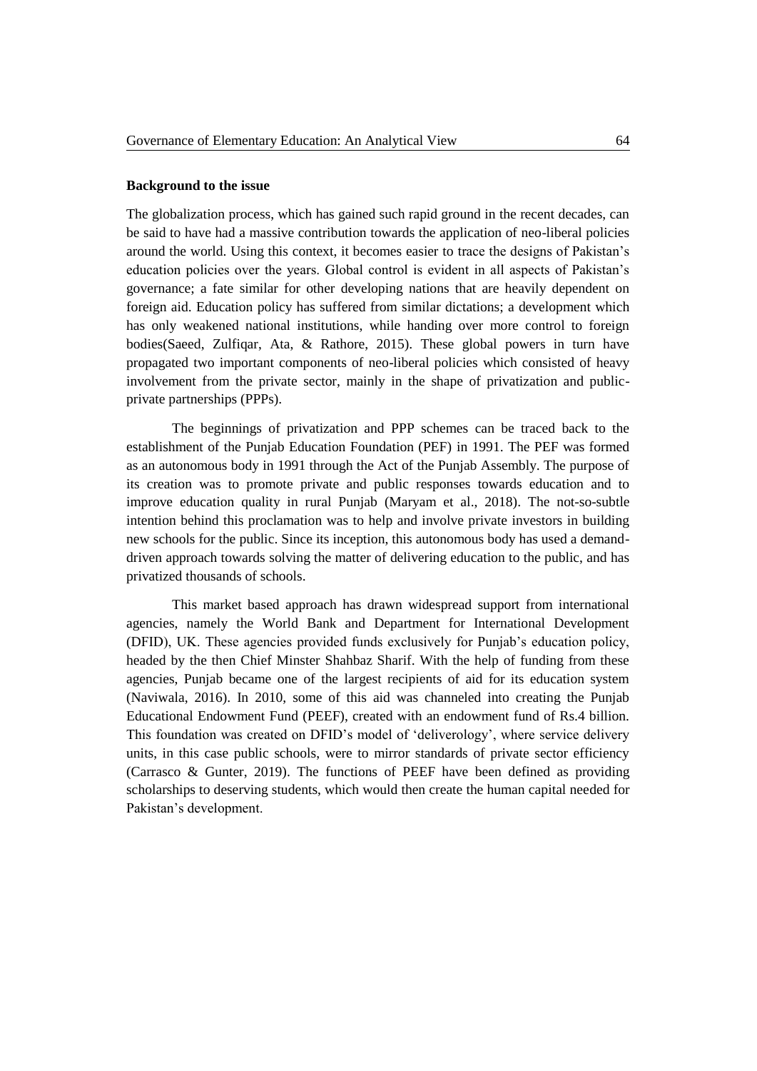**Background to the issue**

The globalization process, which has gained such rapid ground in the recent decades, can be said to have had a massive contribution towards the application of neo-liberal policies around the world. Using this context, it becomes easier to trace the designs of Pakistan's education policies over the years. Global control is evident in all aspects of Pakistan's governance; a fate similar for other developing nations that are heavily dependent on foreign aid. Education policy has suffered from similar dictations; a development which has only weakened national institutions, while handing over more control to foreign bodies(Saeed, Zulfiqar, Ata, & Rathore, 2015). These global powers in turn have propagated two important components of neo-liberal policies which consisted of heavy involvement from the private sector, mainly in the shape of privatization and public-private partnerships (PPPs).

The beginnings of privatization and PPP schemes can be traced back to the establishment of the Punjab Education Foundation (PEF) in 1991. The PEF was formed as an autonomous body in 1991 through the Act of the Punjab Assembly. The purpose of its creation was to promote private and public responses towards education and to improve education quality in rural Punjab (Maryam et al., 2018). The not-so-subtle intention behind this proclamation was to help and involve private investors in building new schools for the public. Since its inception, this autonomous body has used a demand-driven approach towards solving the matter of delivering education to the public, and has privatized thousands of schools.

This market based approach has drawn widespread support from international agencies, namely the World Bank and Department for International Development (DFID), UK. These agencies provided funds exclusively for Punjab's education policy, headed by the then Chief Minster Shahbaz Sharif. With the help of funding from these agencies, Punjab became one of the largest recipients of aid for its education system (Naviwala, 2016). In 2010, some of this aid was channeled into creating the Punjab Educational Endowment Fund (PEEF), created with an endowment fund of Rs.4 billion. This foundation was created on DFID's model of 'deliverology', where service delivery units, in this case public schools, were to mirror standards of private sector efficiency (Carrasco & Gunter, 2019). The functions of PEEF have been defined as providing scholarships to deserving students, which would then create the human capital needed for Pakistan's development.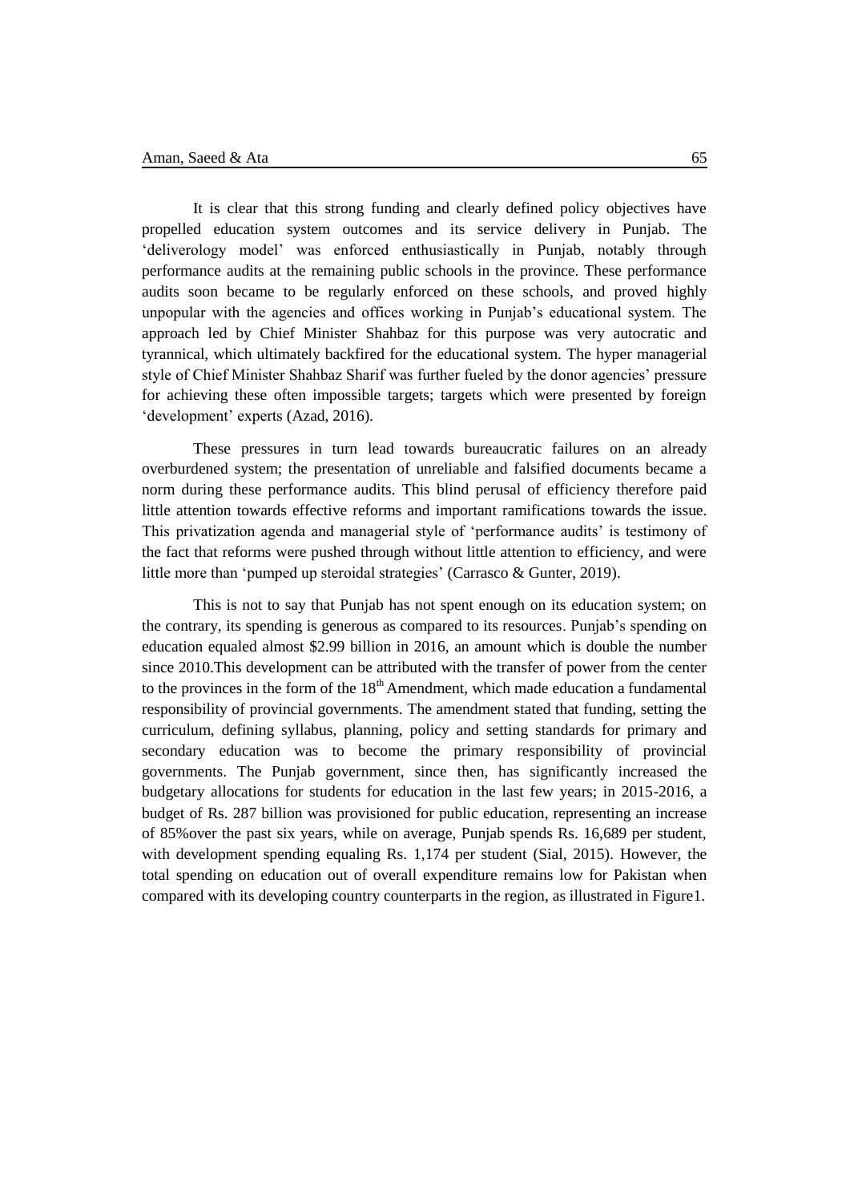It is clear that this strong funding and clearly defined policy objectives have propelled education system outcomes and its service delivery in Punjab. The 'deliverology model' was enforced enthusiastically in Punjab, notably through performance audits at the remaining public schools in the province. These performance audits soon became to be regularly enforced on these schools, and proved highly unpopular with the agencies and offices working in Punjab's educational system. The approach led by Chief Minister Shahbaz for this purpose was very autocratic and tyrannical, which ultimately backfired for the educational system. The hyper managerial style of Chief Minister Shahbaz Sharif was further fueled by the donor agencies' pressure for achieving these often impossible targets; targets which were presented by foreign 'development' experts (Azad, 2016).

These pressures in turn lead towards bureaucratic failures on an already overburdened system; the presentation of unreliable and falsified documents became a norm during these performance audits. This blind perusal of efficiency therefore paid little attention towards effective reforms and important ramifications towards the issue. This privatization agenda and managerial style of 'performance audits' is testimony of the fact that reforms were pushed through without little attention to efficiency, and were little more than 'pumped up steroidal strategies' (Carrasco & Gunter, 2019).

This is not to say that Punjab has not spent enough on its education system; on the contrary, its spending is generous as compared to its resources. Punjab's spending on education equaled almost \$2.99 billion in 2016, an amount which is double the number since 2010.This development can be attributed with the transfer of power from the center to the provinces in the form of the 18th Amendment, which made education a fundamental responsibility of provincial governments. The amendment stated that funding, setting the curriculum, defining syllabus, planning, policy and setting standards for primary and secondary education was to become the primary responsibility of provincial governments. The Punjab government, since then, has significantly increased the budgetary allocations for students for education in the last few years; in 2015-2016, a budget of Rs. 287 billion was provisioned for public education, representing an increase of 85%over the past six years, while on average, Punjab spends Rs. 16,689 per student, with development spending equaling Rs. 1,174 per student (Sial, 2015). However, the total spending on education out of overall expenditure remains low for Pakistan when compared with its developing country counterparts in the region, as illustrated in Figure1.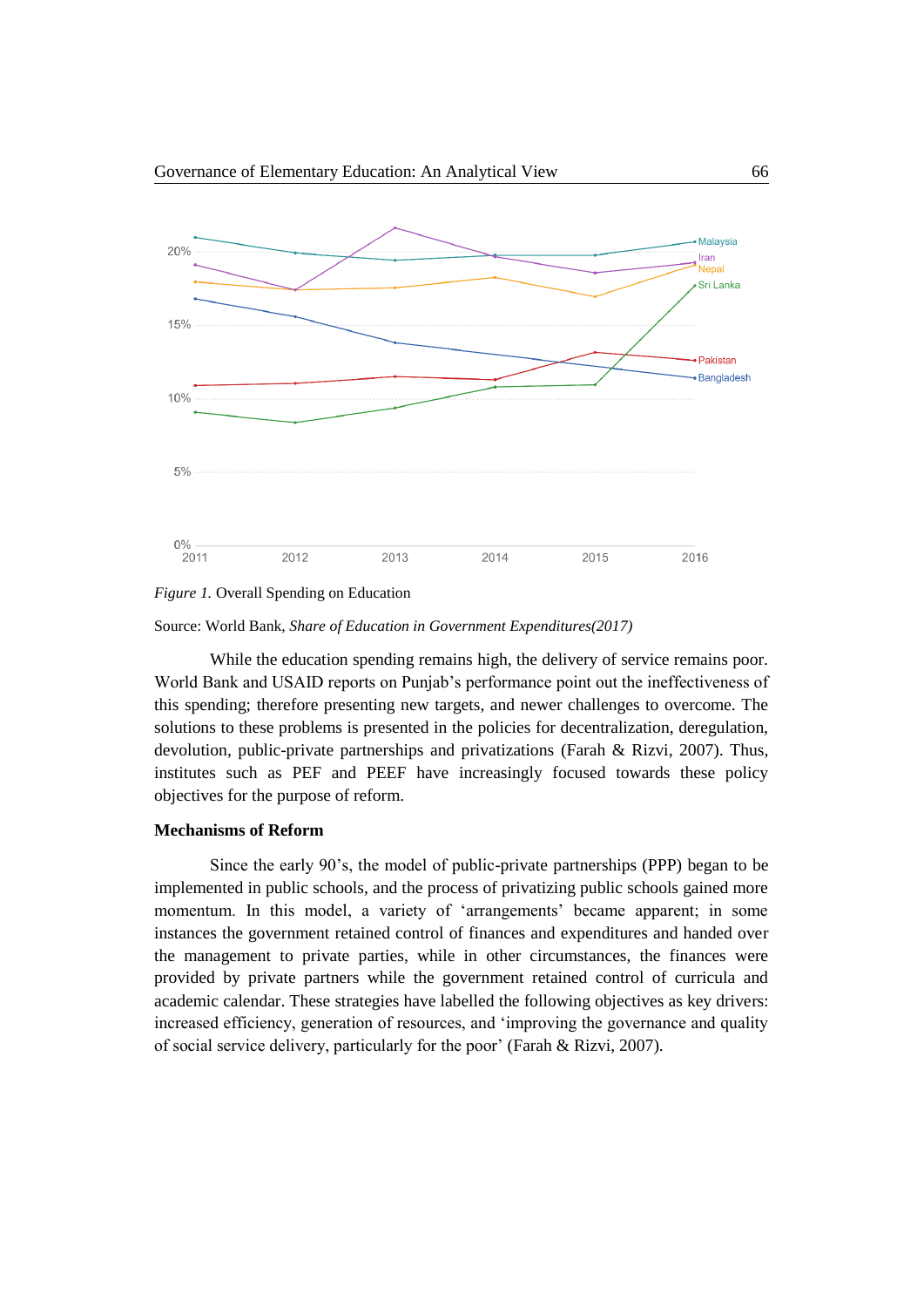*Figure 1.* Overall Spending on Education

Source: World Bank, *Share of Education in Government Expenditures(2017)*

While the education spending remains high, the delivery of service remains poor. World Bank and USAID reports on Punjab's performance point out the ineffectiveness of this spending; therefore presenting new targets, and newer challenges to overcome. The solutions to these problems is presented in the policies for decentralization, deregulation, devolution, public-private partnerships and privatizations (Farah & Rizvi, 2007). Thus, institutes such as PEF and PEEF have increasingly focused towards these policy objectives for the purpose of reform.

**Mechanisms of Reform**

Since the early 90's, the model of public-private partnerships (PPP) began to be implemented in public schools, and the process of privatizing public schools gained more momentum. In this model, a variety of 'arrangements' became apparent; in some instances the government retained control of finances and expenditures and handed over the management to private parties, while in other circumstances, the finances were provided by private partners while the government retained control of curricula and academic calendar. These strategies have labelled the following objectives as key drivers: increased efficiency, generation of resources, and 'improving the governance and quality of social service delivery, particularly for the poor' (Farah & Rizvi, 2007).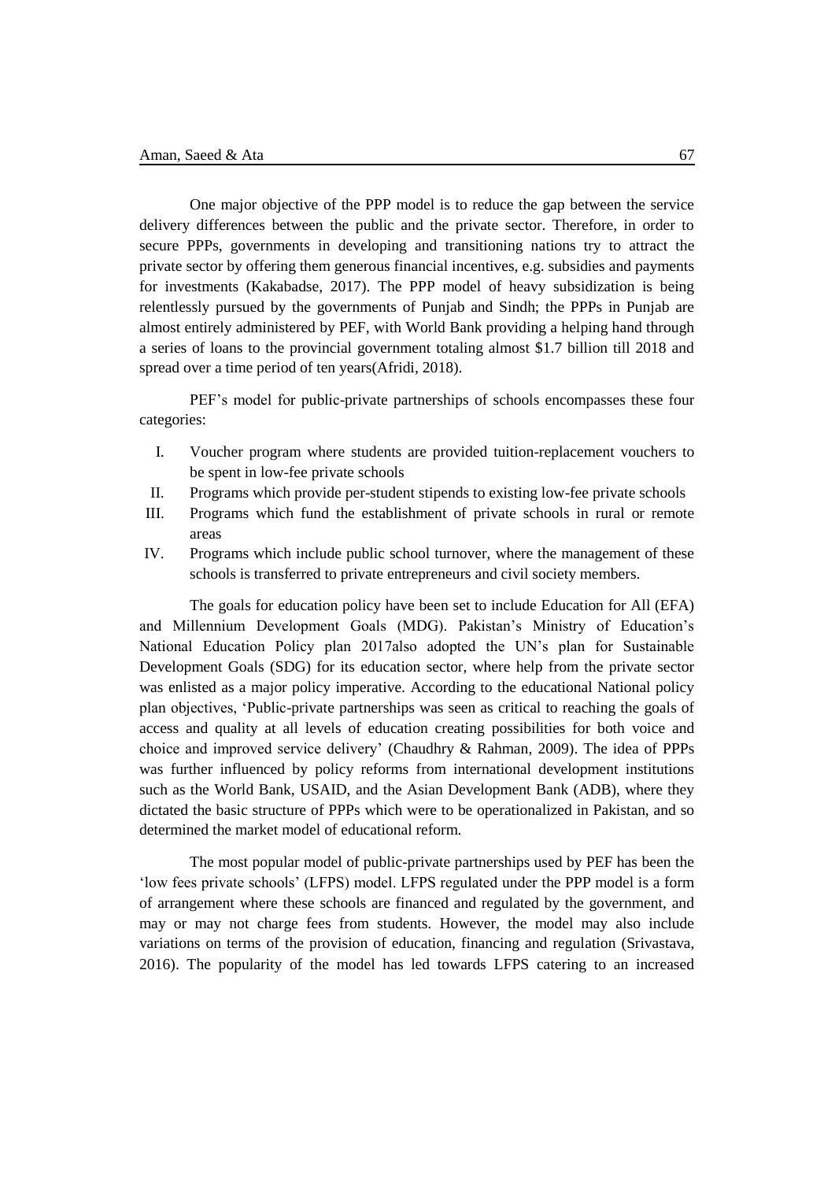One major objective of the PPP model is to reduce the gap between the service delivery differences between the public and the private sector. Therefore, in order to secure PPPs, governments in developing and transitioning nations try to attract the private sector by offering them generous financial incentives, e.g. subsidies and payments for investments (Kakabadse, 2017). The PPP model of heavy subsidization is being relentlessly pursued by the governments of Punjab and Sindh; the PPPs in Punjab are almost entirely administered by PEF, with World Bank providing a helping hand through a series of loans to the provincial government totaling almost $1.7 billion till 2018 and spread over a time period of ten years(Afridi, 2018).

PEF's model for public-private partnerships of schools encompasses these four categories:

I. Voucher program where students are provided tuition-replacement vouchers to be spent in low-fee private schools
II. Programs which provide per-student stipends to existing low-fee private schools
III. Programs which fund the establishment of private schools in rural or remote areas
IV. Programs which include public school turnover, where the management of these schools is transferred to private entrepreneurs and civil society members.

The goals for education policy have been set to include Education for All (EFA) and Millennium Development Goals (MDG). Pakistan's Ministry of Education's National Education Policy plan 2017also adopted the UN's plan for Sustainable Development Goals (SDG) for its education sector, where help from the private sector was enlisted as a major policy imperative. According to the educational National policy plan objectives, 'Public-private partnerships was seen as critical to reaching the goals of access and quality at all levels of education creating possibilities for both voice and choice and improved service delivery' (Chaudhry & Rahman, 2009). The idea of PPPs was further influenced by policy reforms from international development institutions such as the World Bank, USAID, and the Asian Development Bank (ADB), where they dictated the basic structure of PPPs which were to be operationalized in Pakistan, and so determined the market model of educational reform.

The most popular model of public-private partnerships used by PEF has been the 'low fees private schools' (LFPS) model. LFPS regulated under the PPP model is a form of arrangement where these schools are financed and regulated by the government, and may or may not charge fees from students. However, the model may also include variations on terms of the provision of education, financing and regulation (Srivastava, 2016). The popularity of the model has led towards LFPS catering to an increased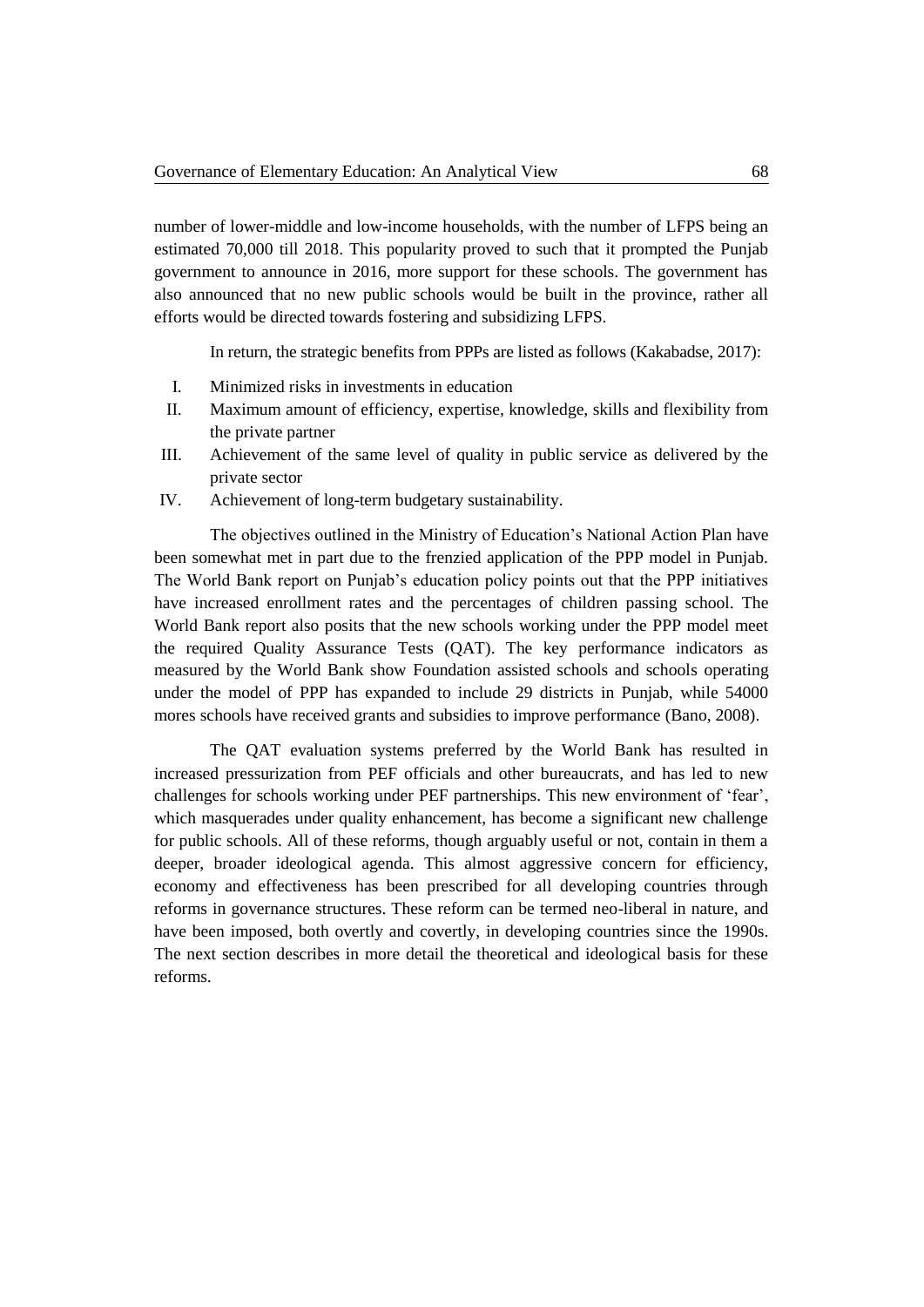number of lower-middle and low-income households, with the number of LFPS being an estimated 70,000 till 2018. This popularity proved to such that it prompted the Punjab government to announce in 2016, more support for these schools. The government has also announced that no new public schools would be built in the province, rather all efforts would be directed towards fostering and subsidizing LFPS.

In return, the strategic benefits from PPPs are listed as follows (Kakabadse, 2017):

I. Minimized risks in investments in education
II. Maximum amount of efficiency, expertise, knowledge, skills and flexibility from the private partner
III. Achievement of the same level of quality in public service as delivered by the private sector
IV. Achievement of long-term budgetary sustainability.

The objectives outlined in the Ministry of Education's National Action Plan have been somewhat met in part due to the frenzied application of the PPP model in Punjab. The World Bank report on Punjab's education policy points out that the PPP initiatives have increased enrollment rates and the percentages of children passing school. The World Bank report also posits that the new schools working under the PPP model meet the required Quality Assurance Tests (QAT). The key performance indicators as measured by the World Bank show Foundation assisted schools and schools operating under the model of PPP has expanded to include 29 districts in Punjab, while 54000 mores schools have received grants and subsidies to improve performance (Bano, 2008).

The QAT evaluation systems preferred by the World Bank has resulted in increased pressurization from PEF officials and other bureaucrats, and has led to new challenges for schools working under PEF partnerships. This new environment of 'fear', which masquerades under quality enhancement, has become a significant new challenge for public schools. All of these reforms, though arguably useful or not, contain in them a deeper, broader ideological agenda. This almost aggressive concern for efficiency, economy and effectiveness has been prescribed for all developing countries through reforms in governance structures. These reform can be termed neo-liberal in nature, and have been imposed, both overtly and covertly, in developing countries since the 1990s. The next section describes in more detail the theoretical and ideological basis for these reforms.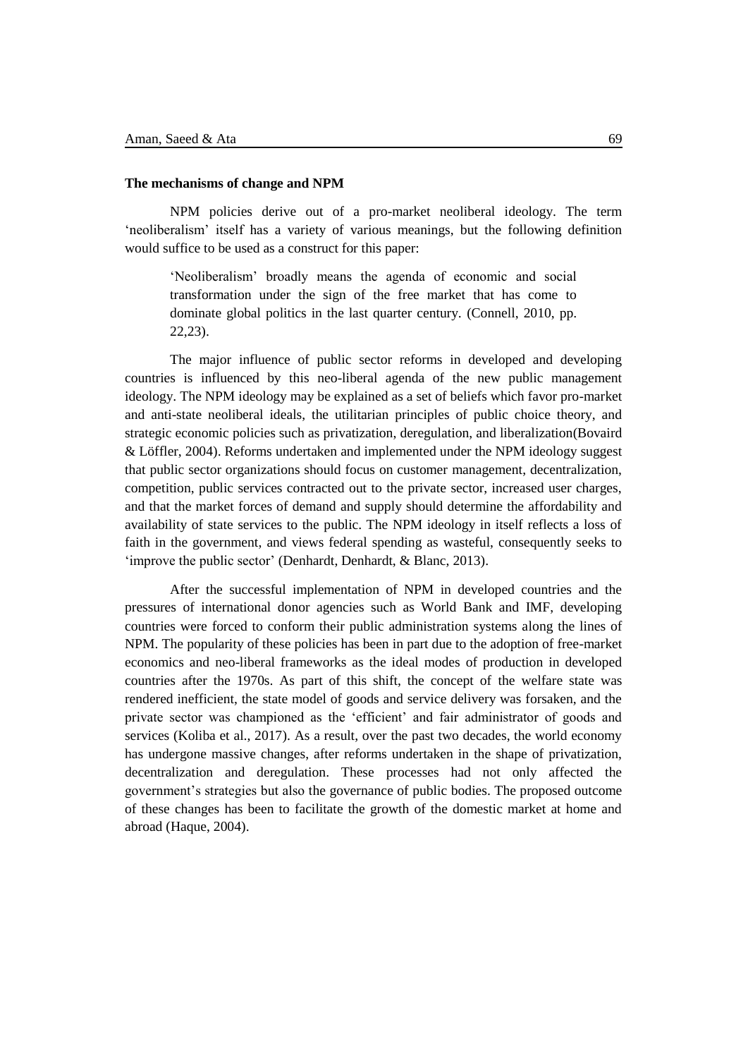### The mechanisms of change and NPM

NPM policies derive out of a pro-market neoliberal ideology. The term 'neoliberalism' itself has a variety of various meanings, but the following definition would suffice to be used as a construct for this paper:

> 'Neoliberalism' broadly means the agenda of economic and social transformation under the sign of the free market that has come to dominate global politics in the last quarter century. (Connell, 2010, pp. 22,23).

The major influence of public sector reforms in developed and developing countries is influenced by this neo-liberal agenda of the new public management ideology. The NPM ideology may be explained as a set of beliefs which favor pro-market and anti-state neoliberal ideals, the utilitarian principles of public choice theory, and strategic economic policies such as privatization, deregulation, and liberalization(Bovaird & Löffler, 2004). Reforms undertaken and implemented under the NPM ideology suggest that public sector organizations should focus on customer management, decentralization, competition, public services contracted out to the private sector, increased user charges, and that the market forces of demand and supply should determine the affordability and availability of state services to the public. The NPM ideology in itself reflects a loss of faith in the government, and views federal spending as wasteful, consequently seeks to 'improve the public sector' (Denhardt, Denhardt, & Blanc, 2013).

After the successful implementation of NPM in developed countries and the pressures of international donor agencies such as World Bank and IMF, developing countries were forced to conform their public administration systems along the lines of NPM. The popularity of these policies has been in part due to the adoption of free-market economics and neo-liberal frameworks as the ideal modes of production in developed countries after the 1970s. As part of this shift, the concept of the welfare state was rendered inefficient, the state model of goods and service delivery was forsaken, and the private sector was championed as the 'efficient' and fair administrator of goods and services (Koliba et al., 2017). As a result, over the past two decades, the world economy has undergone massive changes, after reforms undertaken in the shape of privatization, decentralization and deregulation. These processes had not only affected the government's strategies but also the governance of public bodies. The proposed outcome of these changes has been to facilitate the growth of the domestic market at home and abroad (Haque, 2004).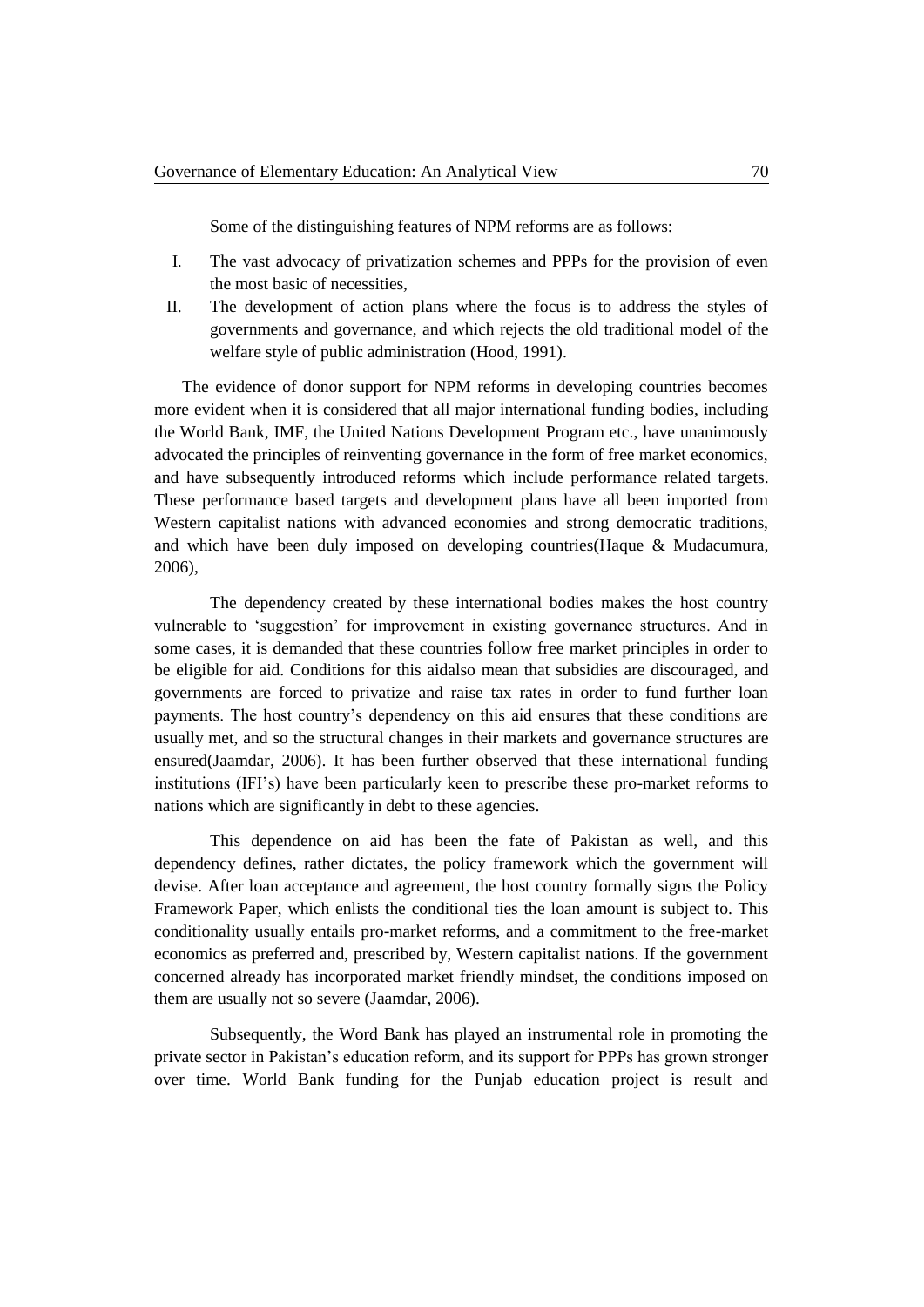Some of the distinguishing features of NPM reforms are as follows:

I. The vast advocacy of privatization schemes and PPPs for the provision of even the most basic of necessities,

II. The development of action plans where the focus is to address the styles of governments and governance, and which rejects the old traditional model of the welfare style of public administration (Hood, 1991).

The evidence of donor support for NPM reforms in developing countries becomes more evident when it is considered that all major international funding bodies, including the World Bank, IMF, the United Nations Development Program etc., have unanimously advocated the principles of reinventing governance in the form of free market economics, and have subsequently introduced reforms which include performance related targets. These performance based targets and development plans have all been imported from Western capitalist nations with advanced economies and strong democratic traditions, and which have been duly imposed on developing countries(Haque & Mudacumura, 2006),

The dependency created by these international bodies makes the host country vulnerable to 'suggestion' for improvement in existing governance structures. And in some cases, it is demanded that these countries follow free market principles in order to be eligible for aid. Conditions for this aidalso mean that subsidies are discouraged, and governments are forced to privatize and raise tax rates in order to fund further loan payments. The host country's dependency on this aid ensures that these conditions are usually met, and so the structural changes in their markets and governance structures are ensured(Jaamdar, 2006). It has been further observed that these international funding institutions (IFI's) have been particularly keen to prescribe these pro-market reforms to nations which are significantly in debt to these agencies.

This dependence on aid has been the fate of Pakistan as well, and this dependency defines, rather dictates, the policy framework which the government will devise. After loan acceptance and agreement, the host country formally signs the Policy Framework Paper, which enlists the conditional ties the loan amount is subject to. This conditionality usually entails pro-market reforms, and a commitment to the free-market economics as preferred and, prescribed by, Western capitalist nations. If the government concerned already has incorporated market friendly mindset, the conditions imposed on them are usually not so severe (Jaamdar, 2006).

Subsequently, the Word Bank has played an instrumental role in promoting the private sector in Pakistan's education reform, and its support for PPPs has grown stronger over time. World Bank funding for the Punjab education project is result and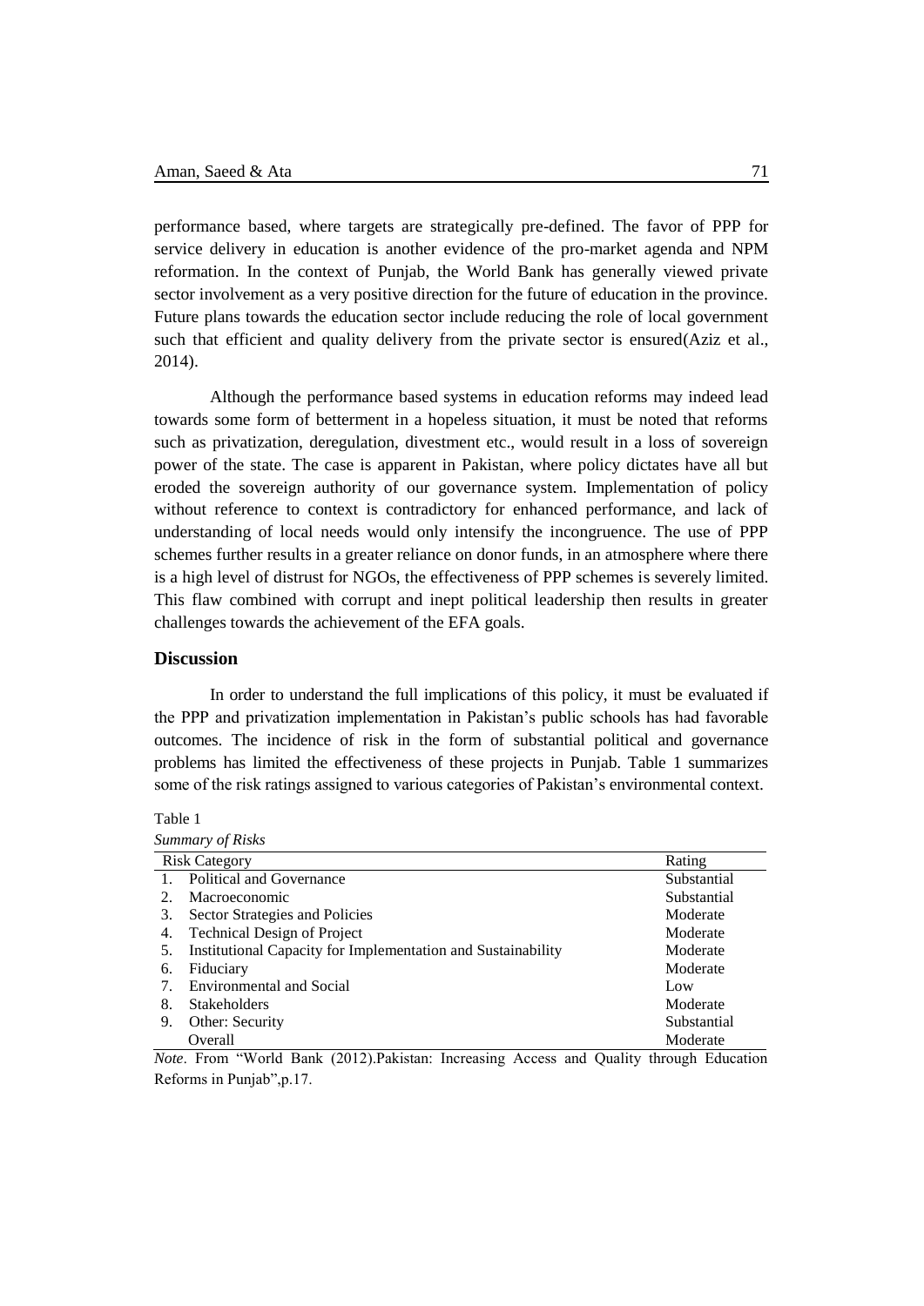performance based, where targets are strategically pre-defined. The favor of PPP for service delivery in education is another evidence of the pro-market agenda and NPM reformation. In the context of Punjab, the World Bank has generally viewed private sector involvement as a very positive direction for the future of education in the province. Future plans towards the education sector include reducing the role of local government such that efficient and quality delivery from the private sector is ensured(Aziz et al., 2014).

Although the performance based systems in education reforms may indeed lead towards some form of betterment in a hopeless situation, it must be noted that reforms such as privatization, deregulation, divestment etc., would result in a loss of sovereign power of the state. The case is apparent in Pakistan, where policy dictates have all but eroded the sovereign authority of our governance system. Implementation of policy without reference to context is contradictory for enhanced performance, and lack of understanding of local needs would only intensify the incongruence. The use of PPP schemes further results in a greater reliance on donor funds, in an atmosphere where there is a high level of distrust for NGOs, the effectiveness of PPP schemes is severely limited. This flaw combined with corrupt and inept political leadership then results in greater challenges towards the achievement of the EFA goals.

## Discussion

In order to understand the full implications of this policy, it must be evaluated if the PPP and privatization implementation in Pakistan's public schools has had favorable outcomes. The incidence of risk in the form of substantial political and governance problems has limited the effectiveness of these projects in Punjab. Table 1 summarizes some of the risk ratings assigned to various categories of Pakistan's environmental context.

Table 1

*Summary of Risks*

| Risk Category | Rating |
|---|---|
| 1. Political and Governance | Substantial |
| 2. Macroeconomic | Substantial |
| 3. Sector Strategies and Policies | Moderate |
| 4. Technical Design of Project | Moderate |
| 5. Institutional Capacity for Implementation and Sustainability | Moderate |
| 6. Fiduciary | Moderate |
| 7. Environmental and Social | Low |
| 8. Stakeholders | Moderate |
| 9. Other: Security | Substantial |
| Overall | Moderate |

*Note*. From "World Bank (2012).Pakistan: Increasing Access and Quality through Education Reforms in Punjab",p.17.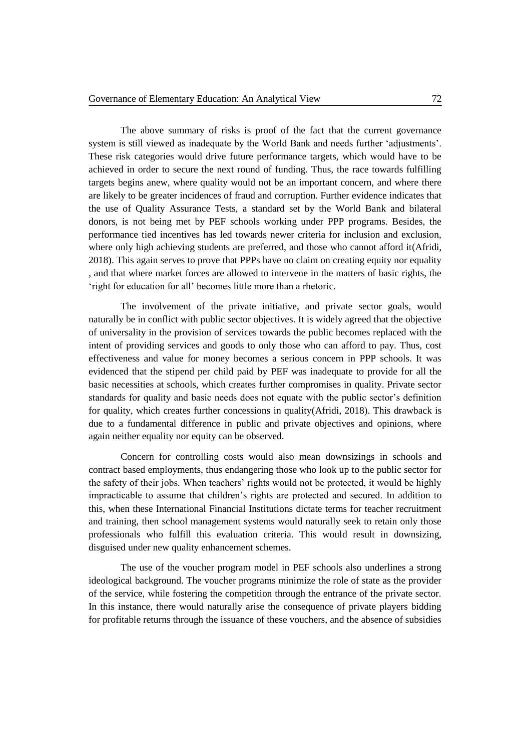The above summary of risks is proof of the fact that the current governance system is still viewed as inadequate by the World Bank and needs further 'adjustments'. These risk categories would drive future performance targets, which would have to be achieved in order to secure the next round of funding. Thus, the race towards fulfilling targets begins anew, where quality would not be an important concern, and where there are likely to be greater incidences of fraud and corruption. Further evidence indicates that the use of Quality Assurance Tests, a standard set by the World Bank and bilateral donors, is not being met by PEF schools working under PPP programs. Besides, the performance tied incentives has led towards newer criteria for inclusion and exclusion, where only high achieving students are preferred, and those who cannot afford it(Afridi, 2018). This again serves to prove that PPPs have no claim on creating equity nor equality , and that where market forces are allowed to intervene in the matters of basic rights, the 'right for education for all' becomes little more than a rhetoric.

The involvement of the private initiative, and private sector goals, would naturally be in conflict with public sector objectives. It is widely agreed that the objective of universality in the provision of services towards the public becomes replaced with the intent of providing services and goods to only those who can afford to pay. Thus, cost effectiveness and value for money becomes a serious concern in PPP schools. It was evidenced that the stipend per child paid by PEF was inadequate to provide for all the basic necessities at schools, which creates further compromises in quality. Private sector standards for quality and basic needs does not equate with the public sector's definition for quality, which creates further concessions in quality(Afridi, 2018). This drawback is due to a fundamental difference in public and private objectives and opinions, where again neither equality nor equity can be observed.

Concern for controlling costs would also mean downsizings in schools and contract based employments, thus endangering those who look up to the public sector for the safety of their jobs. When teachers' rights would not be protected, it would be highly impracticable to assume that children's rights are protected and secured. In addition to this, when these International Financial Institutions dictate terms for teacher recruitment and training, then school management systems would naturally seek to retain only those professionals who fulfill this evaluation criteria. This would result in downsizing, disguised under new quality enhancement schemes.

The use of the voucher program model in PEF schools also underlines a strong ideological background. The voucher programs minimize the role of state as the provider of the service, while fostering the competition through the entrance of the private sector. In this instance, there would naturally arise the consequence of private players bidding for profitable returns through the issuance of these vouchers, and the absence of subsidies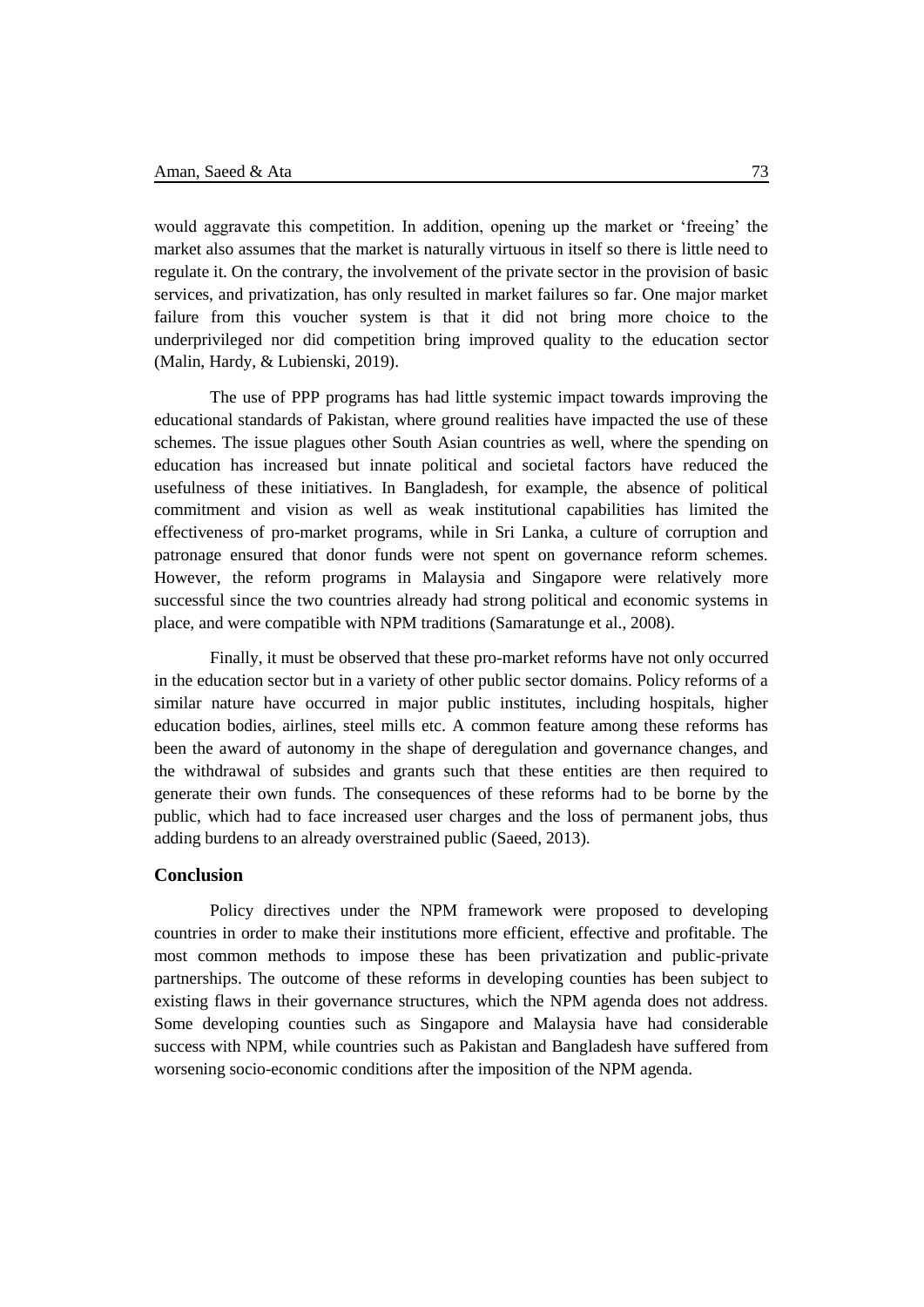would aggravate this competition. In addition, opening up the market or 'freeing' the market also assumes that the market is naturally virtuous in itself so there is little need to regulate it. On the contrary, the involvement of the private sector in the provision of basic services, and privatization, has only resulted in market failures so far. One major market failure from this voucher system is that it did not bring more choice to the underprivileged nor did competition bring improved quality to the education sector (Malin, Hardy, & Lubienski, 2019).

The use of PPP programs has had little systemic impact towards improving the educational standards of Pakistan, where ground realities have impacted the use of these schemes. The issue plagues other South Asian countries as well, where the spending on education has increased but innate political and societal factors have reduced the usefulness of these initiatives. In Bangladesh, for example, the absence of political commitment and vision as well as weak institutional capabilities has limited the effectiveness of pro-market programs, while in Sri Lanka, a culture of corruption and patronage ensured that donor funds were not spent on governance reform schemes. However, the reform programs in Malaysia and Singapore were relatively more successful since the two countries already had strong political and economic systems in place, and were compatible with NPM traditions (Samaratunge et al., 2008).

Finally, it must be observed that these pro-market reforms have not only occurred in the education sector but in a variety of other public sector domains. Policy reforms of a similar nature have occurred in major public institutes, including hospitals, higher education bodies, airlines, steel mills etc. A common feature among these reforms has been the award of autonomy in the shape of deregulation and governance changes, and the withdrawal of subsides and grants such that these entities are then required to generate their own funds. The consequences of these reforms had to be borne by the public, which had to face increased user charges and the loss of permanent jobs, thus adding burdens to an already overstrained public (Saeed, 2013).

## Conclusion

Policy directives under the NPM framework were proposed to developing countries in order to make their institutions more efficient, effective and profitable. The most common methods to impose these has been privatization and public-private partnerships. The outcome of these reforms in developing counties has been subject to existing flaws in their governance structures, which the NPM agenda does not address. Some developing counties such as Singapore and Malaysia have had considerable success with NPM, while countries such as Pakistan and Bangladesh have suffered from worsening socio-economic conditions after the imposition of the NPM agenda.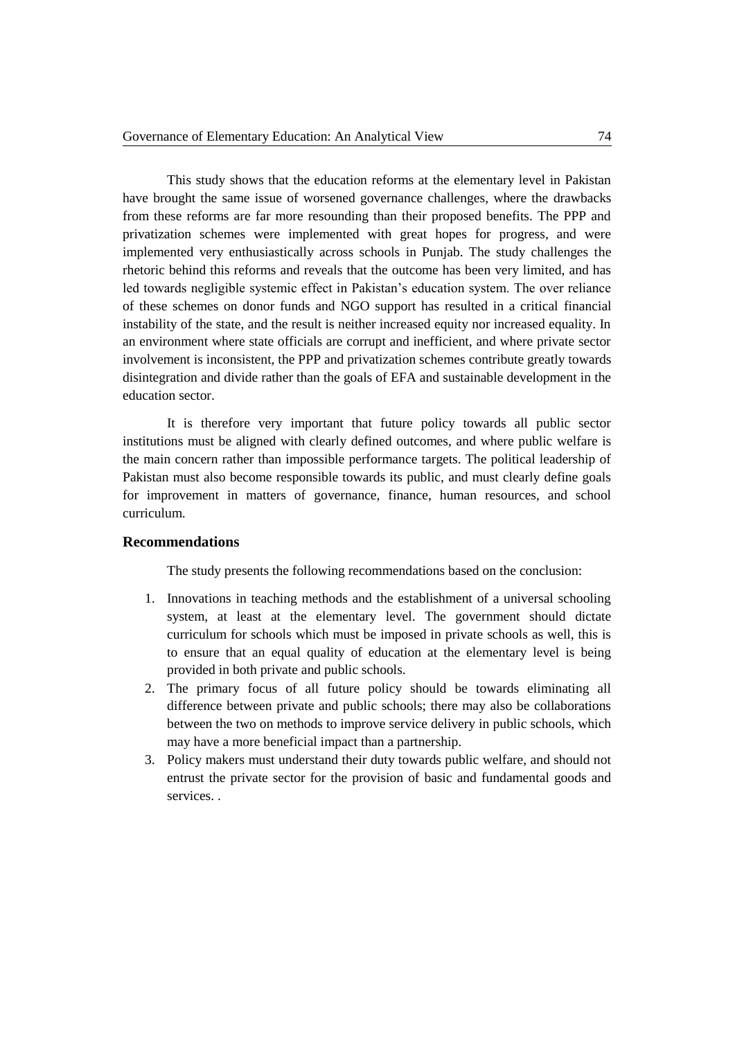This study shows that the education reforms at the elementary level in Pakistan have brought the same issue of worsened governance challenges, where the drawbacks from these reforms are far more resounding than their proposed benefits. The PPP and privatization schemes were implemented with great hopes for progress, and were implemented very enthusiastically across schools in Punjab. The study challenges the rhetoric behind this reforms and reveals that the outcome has been very limited, and has led towards negligible systemic effect in Pakistan's education system. The over reliance of these schemes on donor funds and NGO support has resulted in a critical financial instability of the state, and the result is neither increased equity nor increased equality. In an environment where state officials are corrupt and inefficient, and where private sector involvement is inconsistent, the PPP and privatization schemes contribute greatly towards disintegration and divide rather than the goals of EFA and sustainable development in the education sector.

It is therefore very important that future policy towards all public sector institutions must be aligned with clearly defined outcomes, and where public welfare is the main concern rather than impossible performance targets. The political leadership of Pakistan must also become responsible towards its public, and must clearly define goals for improvement in matters of governance, finance, human resources, and school curriculum.

## Recommendations

The study presents the following recommendations based on the conclusion:

1. Innovations in teaching methods and the establishment of a universal schooling system, at least at the elementary level. The government should dictate curriculum for schools which must be imposed in private schools as well, this is to ensure that an equal quality of education at the elementary level is being provided in both private and public schools.
2. The primary focus of all future policy should be towards eliminating all difference between private and public schools; there may also be collaborations between the two on methods to improve service delivery in public schools, which may have a more beneficial impact than a partnership.
3. Policy makers must understand their duty towards public welfare, and should not entrust the private sector for the provision of basic and fundamental goods and services. .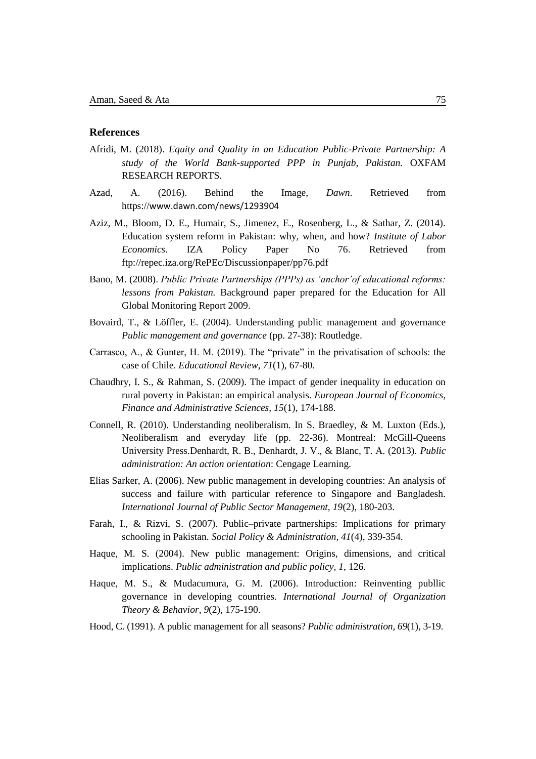## References

Afridi, M. (2018). *Equity and Quality in an Education Public-Private Partnership: A study of the World Bank-supported PPP in Punjab, Pakistan.* OXFAM RESEARCH REPORTS.

Azad, A. (2016). Behind the Image, *Dawn*. Retrieved from https://www.dawn.com/news/1293904

Aziz, M., Bloom, D. E., Humair, S., Jimenez, E., Rosenberg, L., & Sathar, Z. (2014). Education system reform in Pakistan: why, when, and how? *Institute of Labor Economics*. IZA Policy Paper No 76. Retrieved from ftp://repec.iza.org/RePEc/Discussionpaper/pp76.pdf

Bano, M. (2008). *Public Private Partnerships (PPPs) as 'anchor'of educational reforms: lessons from Pakistan.* Background paper prepared for the Education for All Global Monitoring Report 2009.

Bovaird, T., & Löffler, E. (2004). Understanding public management and governance *Public management and governance* (pp. 27-38): Routledge.

Carrasco, A., & Gunter, H. M. (2019). The "private" in the privatisation of schools: the case of Chile. *Educational Review, 71*(1), 67-80.

Chaudhry, I. S., & Rahman, S. (2009). The impact of gender inequality in education on rural poverty in Pakistan: an empirical analysis. *European Journal of Economics, Finance and Administrative Sciences, 15*(1), 174-188.

Connell, R. (2010). Understanding neoliberalism. In S. Braedley, & M. Luxton (Eds.), Neoliberalism and everyday life (pp. 22-36). Montreal: McGill-Queens University Press.Denhardt, R. B., Denhardt, J. V., & Blanc, T. A. (2013). *Public administration: An action orientation*: Cengage Learning.

Elias Sarker, A. (2006). New public management in developing countries: An analysis of success and failure with particular reference to Singapore and Bangladesh. *International Journal of Public Sector Management, 19*(2), 180-203.

Farah, I., & Rizvi, S. (2007). Public–private partnerships: Implications for primary schooling in Pakistan. *Social Policy & Administration, 41*(4), 339-354.

Haque, M. S. (2004). New public management: Origins, dimensions, and critical implications. *Public administration and public policy, 1*, 126.

Haque, M. S., & Mudacumura, G. M. (2006). Introduction: Reinventing publlic governance in developing countries. *International Journal of Organization Theory & Behavior, 9*(2), 175-190.

Hood, C. (1991). A public management for all seasons? *Public administration, 69*(1), 3-19.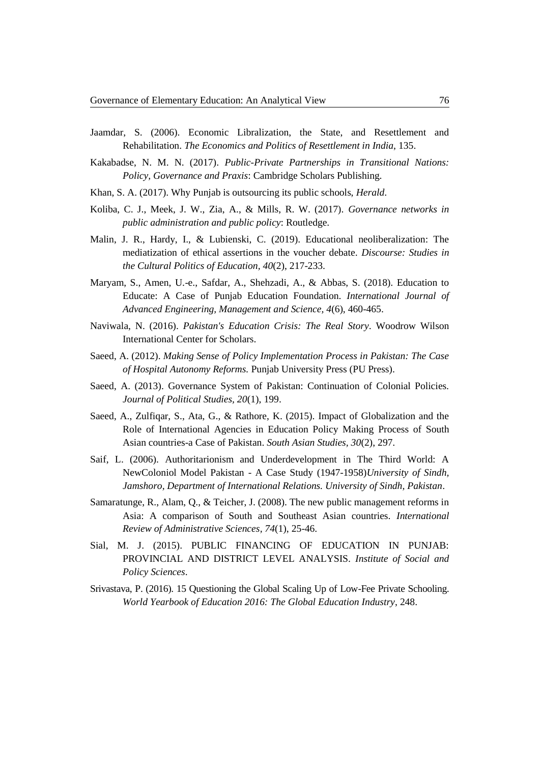Jaamdar, S. (2006). Economic Libralization, the State, and Resettlement and Rehabilitation. *The Economics and Politics of Resettlement in India*, 135.

Kakabadse, N. M. N. (2017). *Public-Private Partnerships in Transitional Nations: Policy, Governance and Praxis*: Cambridge Scholars Publishing.

Khan, S. A. (2017). Why Punjab is outsourcing its public schools, *Herald*.

Koliba, C. J., Meek, J. W., Zia, A., & Mills, R. W. (2017). *Governance networks in public administration and public policy*: Routledge.

Malin, J. R., Hardy, I., & Lubienski, C. (2019). Educational neoliberalization: The mediatization of ethical assertions in the voucher debate. *Discourse: Studies in the Cultural Politics of Education, 40*(2), 217-233.

Maryam, S., Amen, U.-e., Safdar, A., Shehzadi, A., & Abbas, S. (2018). Education to Educate: A Case of Punjab Education Foundation. *International Journal of Advanced Engineering, Management and Science, 4*(6), 460-465.

Naviwala, N. (2016). *Pakistan's Education Crisis: The Real Story*. Woodrow Wilson International Center for Scholars.

Saeed, A. (2012). *Making Sense of Policy Implementation Process in Pakistan: The Case of Hospital Autonomy Reforms.* Punjab University Press (PU Press).

Saeed, A. (2013). Governance System of Pakistan: Continuation of Colonial Policies. *Journal of Political Studies, 20*(1), 199.

Saeed, A., Zulfiqar, S., Ata, G., & Rathore, K. (2015). Impact of Globalization and the Role of International Agencies in Education Policy Making Process of South Asian countries-a Case of Pakistan. *South Asian Studies, 30*(2), 297.

Saif, L. (2006). Authoritarionism and Underdevelopment in The Third World: A NewColoniol Model Pakistan - A Case Study (1947-1958)*University of Sindh, Jamshoro, Department of International Relations. University of Sindh, Pakistan*.

Samaratunge, R., Alam, Q., & Teicher, J. (2008). The new public management reforms in Asia: A comparison of South and Southeast Asian countries. *International Review of Administrative Sciences, 74*(1), 25-46.

Sial, M. J. (2015). PUBLIC FINANCING OF EDUCATION IN PUNJAB: PROVINCIAL AND DISTRICT LEVEL ANALYSIS. *Institute of Social and Policy Sciences*.

Srivastava, P. (2016). 15 Questioning the Global Scaling Up of Low-Fee Private Schooling. *World Yearbook of Education 2016: The Global Education Industry*, 248.